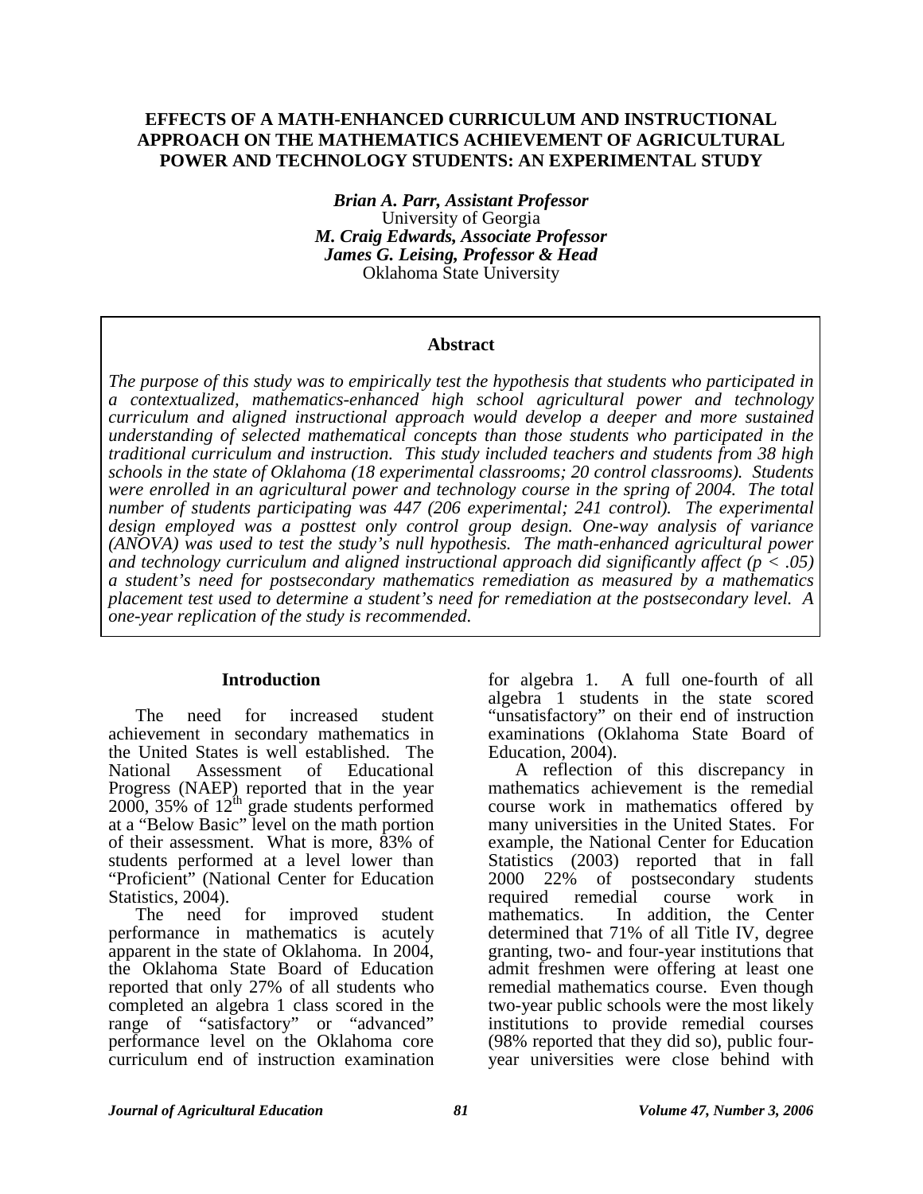# EFFECTS OF A MATH-ENHANCED CURRICULUM AND INSTRUCTIONAL APPROACH ON THE MATHEMATICS ACHIEVEMENT OF AGRICULTURAL POWER AND TECHNOLOGY STUDENTS: AN EXPERIMENTAL STUDY

***Brian A. Parr, Assistant Professor***
University of Georgia
***M. Craig Edwards, Associate Professor***
***James G. Leising, Professor & Head***
Oklahoma State University

## Abstract

*The purpose of this study was to empirically test the hypothesis that students who participated in a contextualized, mathematics-enhanced high school agricultural power and technology curriculum and aligned instructional approach would develop a deeper and more sustained understanding of selected mathematical concepts than those students who participated in the traditional curriculum and instruction. This study included teachers and students from 38 high schools in the state of Oklahoma (18 experimental classrooms; 20 control classrooms). Students were enrolled in an agricultural power and technology course in the spring of 2004. The total number of students participating was 447 (206 experimental; 241 control). The experimental design employed was a posttest only control group design. One-way analysis of variance (ANOVA) was used to test the study's null hypothesis. The math-enhanced agricultural power and technology curriculum and aligned instructional approach did significantly affect ($p < .05$) a student's need for postsecondary mathematics remediation as measured by a mathematics placement test used to determine a student's need for remediation at the postsecondary level. A one-year replication of the study is recommended.*

## Introduction

The need for increased student achievement in secondary mathematics in the United States is well established. The National Assessment of Educational Progress (NAEP) reported that in the year 2000, 35% of $12^{th}$ grade students performed at a "Below Basic" level on the math portion of their assessment. What is more, 83% of students performed at a level lower than "Proficient" (National Center for Education Statistics, 2004).

The need for improved student performance in mathematics is acutely apparent in the state of Oklahoma. In 2004, the Oklahoma State Board of Education reported that only 27% of all students who completed an algebra 1 class scored in the range of "satisfactory" or "advanced" performance level on the Oklahoma core curriculum end of instruction examination for algebra 1. A full one-fourth of all algebra 1 students in the state scored "unsatisfactory" on their end of instruction examinations (Oklahoma State Board of Education, 2004).

A reflection of this discrepancy in mathematics achievement is the remedial course work in mathematics offered by many universities in the United States. For example, the National Center for Education Statistics (2003) reported that in fall 2000 22% of postsecondary students required remedial course work in mathematics. In addition, the Center determined that 71% of all Title IV, degree granting, two- and four-year institutions that admit freshmen were offering at least one remedial mathematics course. Even though two-year public schools were the most likely institutions to provide remedial courses (98% reported that they did so), public four-year universities were close behind with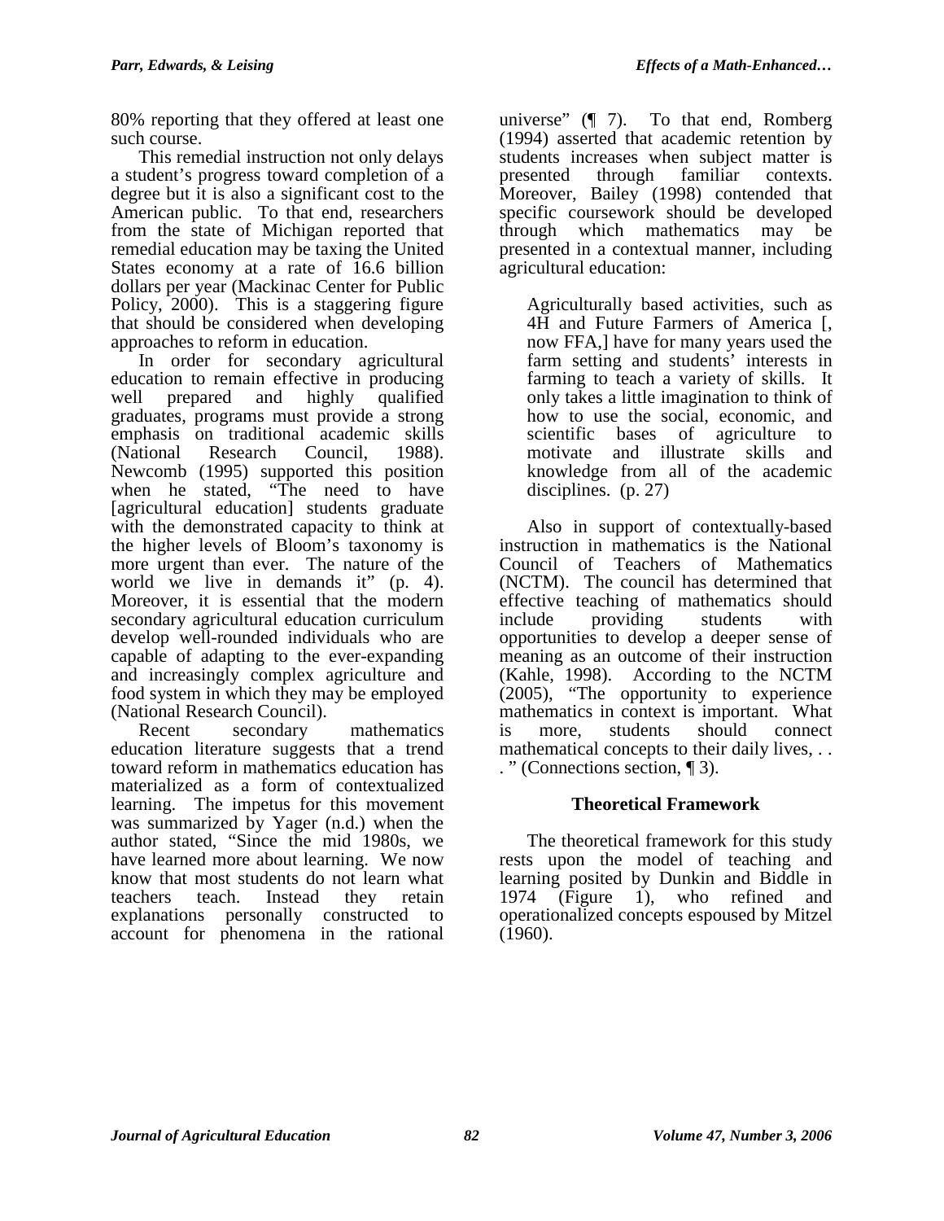80% reporting that they offered at least one such course.

This remedial instruction not only delays a student's progress toward completion of a degree but it is also a significant cost to the American public. To that end, researchers from the state of Michigan reported that remedial education may be taxing the United States economy at a rate of 16.6 billion dollars per year (Mackinac Center for Public Policy, 2000). This is a staggering figure that should be considered when developing approaches to reform in education.

In order for secondary agricultural education to remain effective in producing well prepared and highly qualified graduates, programs must provide a strong emphasis on traditional academic skills (National Research Council, 1988). Newcomb (1995) supported this position when he stated, "The need to have [agricultural education] students graduate with the demonstrated capacity to think at the higher levels of Bloom's taxonomy is more urgent than ever. The nature of the world we live in demands it" (p. 4). Moreover, it is essential that the modern secondary agricultural education curriculum develop well-rounded individuals who are capable of adapting to the ever-expanding and increasingly complex agriculture and food system in which they may be employed (National Research Council).

Recent secondary mathematics education literature suggests that a trend toward reform in mathematics education has materialized as a form of contextualized learning. The impetus for this movement was summarized by Yager (n.d.) when the author stated, "Since the mid 1980s, we have learned more about learning. We now know that most students do not learn what teachers teach. Instead they retain explanations personally constructed to account for phenomena in the rational universe" (¶ 7). To that end, Romberg (1994) asserted that academic retention by students increases when subject matter is presented through familiar contexts. Moreover, Bailey (1998) contended that specific coursework should be developed through which mathematics may be presented in a contextual manner, including agricultural education:

> Agriculturally based activities, such as 4H and Future Farmers of America [, now FFA,] have for many years used the farm setting and students' interests in farming to teach a variety of skills. It only takes a little imagination to think of how to use the social, economic, and scientific bases of agriculture to motivate and illustrate skills and knowledge from all of the academic disciplines. (p. 27)

Also in support of contextually-based instruction in mathematics is the National Council of Teachers of Mathematics (NCTM). The council has determined that effective teaching of mathematics should include providing students with opportunities to develop a deeper sense of meaning as an outcome of their instruction (Kahle, 1998). According to the NCTM (2005), "The opportunity to experience mathematics in context is important. What is more, students should connect mathematical concepts to their daily lives, . . . " (Connections section, ¶ 3).

## Theoretical Framework

The theoretical framework for this study rests upon the model of teaching and learning posited by Dunkin and Biddle in 1974 (Figure 1), who refined and operationalized concepts espoused by Mitzel (1960).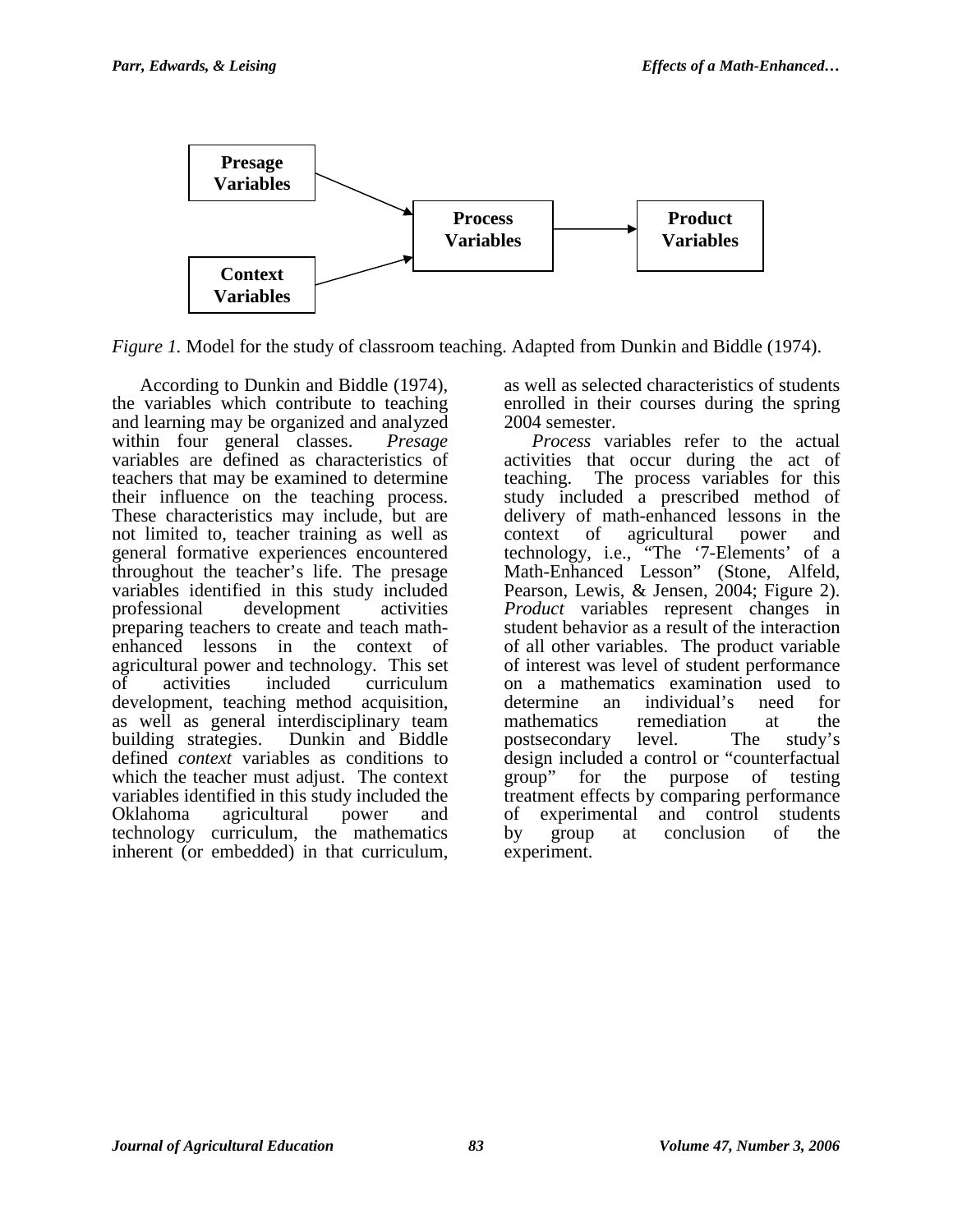*Figure 1.* Model for the study of classroom teaching. Adapted from Dunkin and Biddle (1974).

According to Dunkin and Biddle (1974), the variables which contribute to teaching and learning may be organized and analyzed within four general classes. *Presage* variables are defined as characteristics of teachers that may be examined to determine their influence on the teaching process. These characteristics may include, but are not limited to, teacher training as well as general formative experiences encountered throughout the teacher's life. The presage variables identified in this study included professional development activities preparing teachers to create and teach math-enhanced lessons in the context of agricultural power and technology. This set of activities included curriculum development, teaching method acquisition, as well as general interdisciplinary team building strategies. Dunkin and Biddle defined *context* variables as conditions to which the teacher must adjust. The context variables identified in this study included the Oklahoma agricultural power and technology curriculum, the mathematics inherent (or embedded) in that curriculum, as well as selected characteristics of students enrolled in their courses during the spring 2004 semester.

*Process* variables refer to the actual activities that occur during the act of teaching. The process variables for this study included a prescribed method of delivery of math-enhanced lessons in the context of agricultural power and technology, i.e., "The '7-Elements' of a Math-Enhanced Lesson" (Stone, Alfeld, Pearson, Lewis, & Jensen, 2004; Figure 2). *Product* variables represent changes in student behavior as a result of the interaction of all other variables. The product variable of interest was level of student performance on a mathematics examination used to determine an individual's need for mathematics remediation at the postsecondary level. The study's design included a control or "counterfactual group" for the purpose of testing treatment effects by comparing performance of experimental and control students by group at conclusion of the experiment.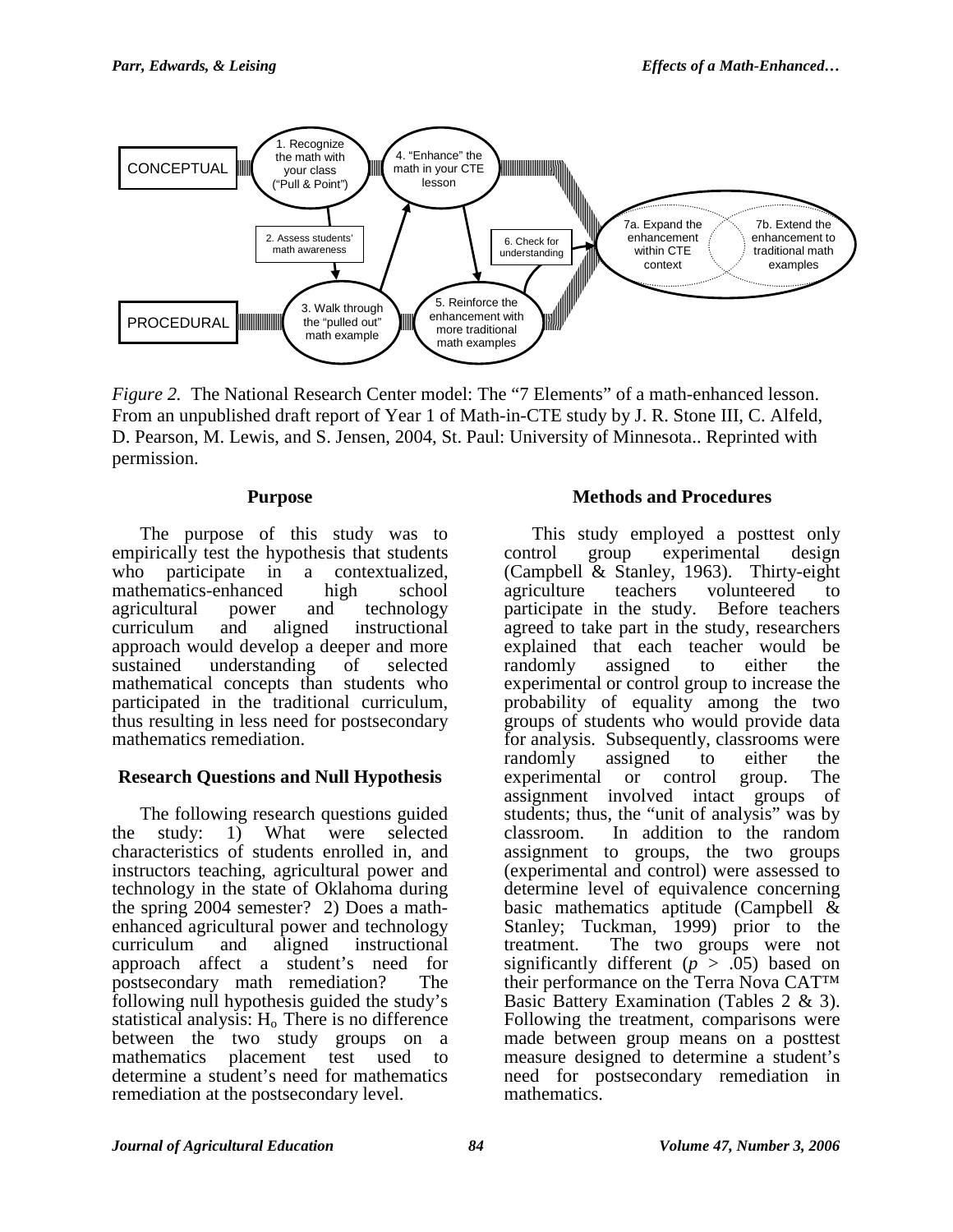*Figure 2.* The National Research Center model: The "7 Elements" of a math-enhanced lesson. From an unpublished draft report of Year 1 of Math-in-CTE study by J. R. Stone III, C. Alfeld, D. Pearson, M. Lewis, and S. Jensen, 2004, St. Paul: University of Minnesota.. Reprinted with permission.

## Purpose

The purpose of this study was to empirically test the hypothesis that students who participate in a contextualized, mathematics-enhanced high school agricultural power and technology curriculum and aligned instructional approach would develop a deeper and more sustained understanding of selected mathematical concepts than students who participated in the traditional curriculum, thus resulting in less need for postsecondary mathematics remediation.

## Research Questions and Null Hypothesis

The following research questions guided the study: 1) What were selected characteristics of students enrolled in, and instructors teaching, agricultural power and technology in the state of Oklahoma during the spring 2004 semester? 2) Does a math-enhanced agricultural power and technology curriculum and aligned instructional approach affect a student's need for postsecondary math remediation? The following null hypothesis guided the study's statistical analysis: $H_o$ There is no difference between the two study groups on a mathematics placement test used to determine a student's need for mathematics remediation at the postsecondary level.

## Methods and Procedures

This study employed a posttest only control group experimental design (Campbell & Stanley, 1963). Thirty-eight agriculture teachers volunteered to participate in the study. Before teachers agreed to take part in the study, researchers explained that each teacher would be randomly assigned to either the experimental or control group to increase the probability of equality among the two groups of students who would provide data for analysis. Subsequently, classrooms were randomly assigned to either the experimental or control group. The assignment involved intact groups of students; thus, the "unit of analysis" was by classroom. In addition to the random assignment to groups, the two groups (experimental and control) were assessed to determine level of equivalence concerning basic mathematics aptitude (Campbell & Stanley; Tuckman, 1999) prior to the treatment. The two groups were not significantly different ($p$ > .05) based on their performance on the Terra Nova CAT™ Basic Battery Examination (Tables 2 & 3). Following the treatment, comparisons were made between group means on a posttest measure designed to determine a student's need for postsecondary remediation in mathematics.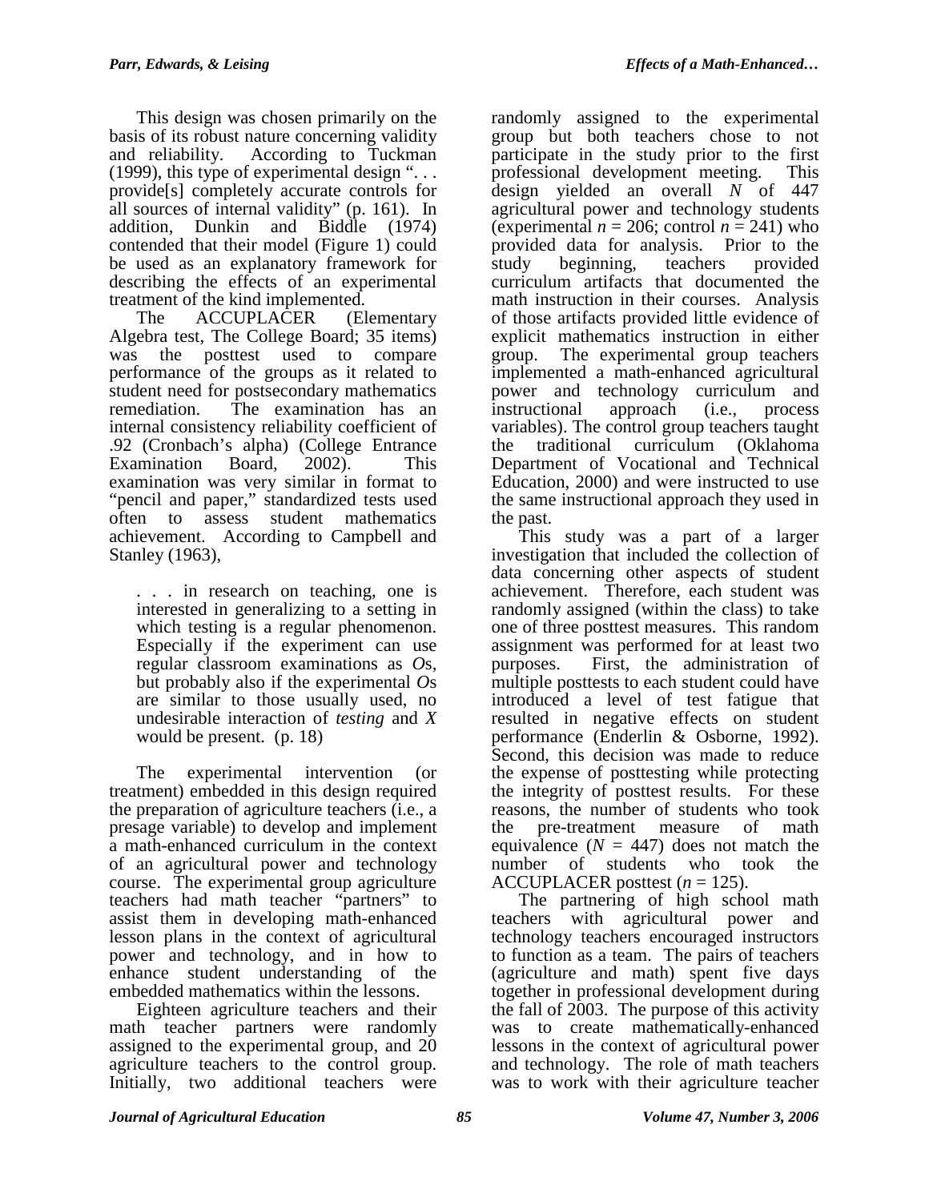This design was chosen primarily on the basis of its robust nature concerning validity and reliability. According to Tuckman (1999), this type of experimental design ". . . provide[s] completely accurate controls for all sources of internal validity" (p. 161). In addition, Dunkin and Biddle (1974) contended that their model (Figure 1) could be used as an explanatory framework for describing the effects of an experimental treatment of the kind implemented.

The ACCUPLACER (Elementary Algebra test, The College Board; 35 items) was the posttest used to compare performance of the groups as it related to student need for postsecondary mathematics remediation. The examination has an internal consistency reliability coefficient of .92 (Cronbach's alpha) (College Entrance Examination Board, 2002). This examination was very similar in format to "pencil and paper," standardized tests used often to assess student mathematics achievement. According to Campbell and Stanley (1963),

> . . . in research on teaching, one is interested in generalizing to a setting in which testing is a regular phenomenon. Especially if the experiment can use regular classroom examinations as *O*s, but probably also if the experimental *O*s are similar to those usually used, no undesirable interaction of *testing* and *X* would be present. (p. 18)

The experimental intervention (or treatment) embedded in this design required the preparation of agriculture teachers (i.e., a presage variable) to develop and implement a math-enhanced curriculum in the context of an agricultural power and technology course. The experimental group agriculture teachers had math teacher "partners" to assist them in developing math-enhanced lesson plans in the context of agricultural power and technology, and in how to enhance student understanding of the embedded mathematics within the lessons.

Eighteen agriculture teachers and their math teacher partners were randomly assigned to the experimental group, and 20 agriculture teachers to the control group. Initially, two additional teachers were randomly assigned to the experimental group but both teachers chose to not participate in the study prior to the first professional development meeting. This design yielded an overall $N$ of 447 agricultural power and technology students (experimental $n = 206$; control $n = 241$) who provided data for analysis. Prior to the study beginning, teachers provided curriculum artifacts that documented the math instruction in their courses. Analysis of those artifacts provided little evidence of explicit mathematics instruction in either group. The experimental group teachers implemented a math-enhanced agricultural power and technology curriculum and instructional approach (i.e., process variables). The control group teachers taught the traditional curriculum (Oklahoma Department of Vocational and Technical Education, 2000) and were instructed to use the same instructional approach they used in the past.

This study was a part of a larger investigation that included the collection of data concerning other aspects of student achievement. Therefore, each student was randomly assigned (within the class) to take one of three posttest measures. This random assignment was performed for at least two purposes. First, the administration of multiple posttests to each student could have introduced a level of test fatigue that resulted in negative effects on student performance (Enderlin & Osborne, 1992). Second, this decision was made to reduce the expense of posttesting while protecting the integrity of posttest results. For these reasons, the number of students who took the pre-treatment measure of math equivalence ($N = 447$) does not match the number of students who took the ACCUPLACER posttest ($n = 125$).

The partnering of high school math teachers with agricultural power and technology teachers encouraged instructors to function as a team. The pairs of teachers (agriculture and math) spent five days together in professional development during the fall of 2003. The purpose of this activity was to create mathematically-enhanced lessons in the context of agricultural power and technology. The role of math teachers was to work with their agriculture teacher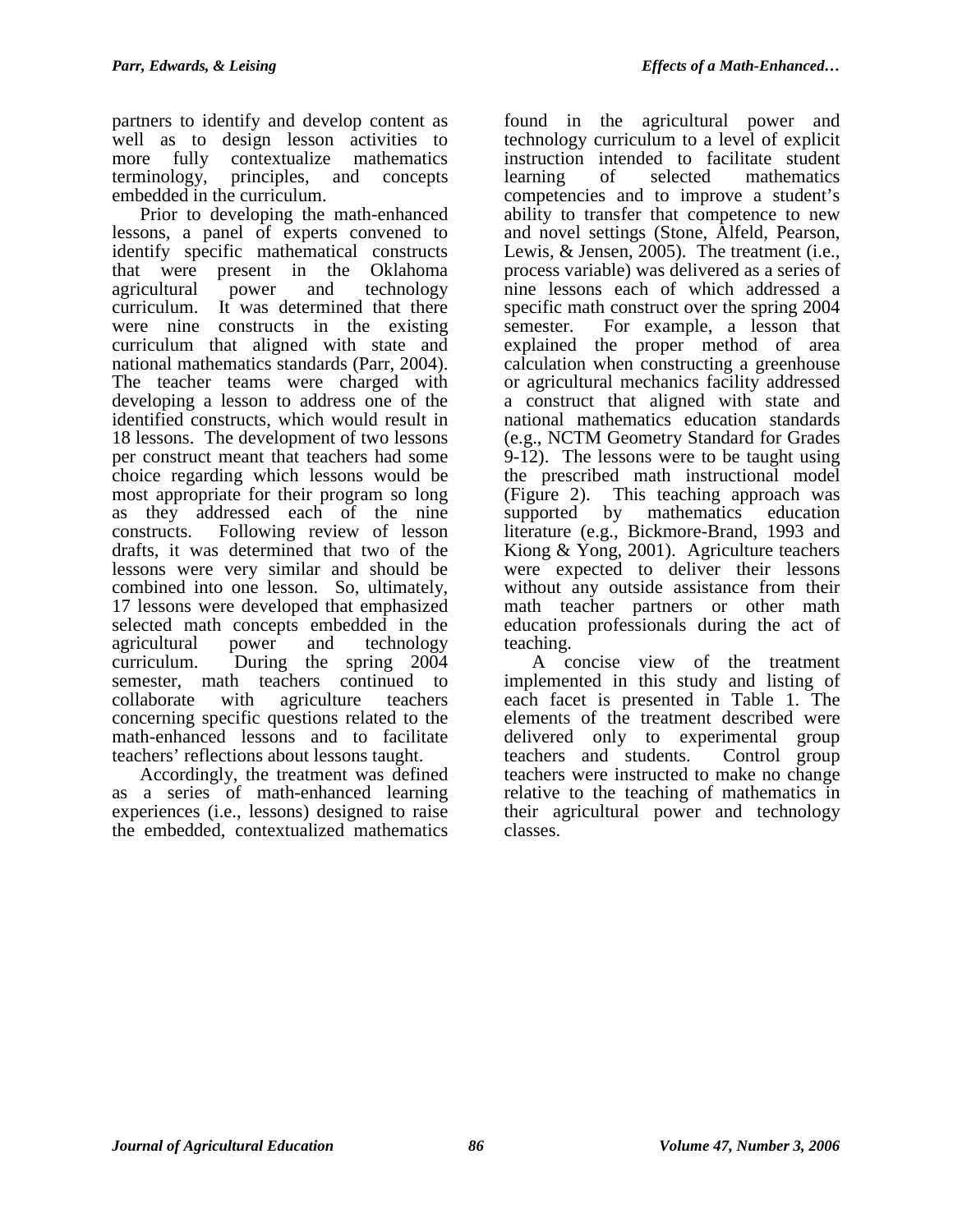partners to identify and develop content as well as to design lesson activities to more fully contextualize mathematics terminology, principles, and concepts embedded in the curriculum.

Prior to developing the math-enhanced lessons, a panel of experts convened to identify specific mathematical constructs that were present in the Oklahoma agricultural power and technology curriculum. It was determined that there were nine constructs in the existing curriculum that aligned with state and national mathematics standards (Parr, 2004). The teacher teams were charged with developing a lesson to address one of the identified constructs, which would result in 18 lessons. The development of two lessons per construct meant that teachers had some choice regarding which lessons would be most appropriate for their program so long as they addressed each of the nine constructs. Following review of lesson drafts, it was determined that two of the lessons were very similar and should be combined into one lesson. So, ultimately, 17 lessons were developed that emphasized selected math concepts embedded in the agricultural power and technology curriculum. During the spring 2004 semester, math teachers continued to collaborate with agriculture teachers concerning specific questions related to the math-enhanced lessons and to facilitate teachers' reflections about lessons taught.

Accordingly, the treatment was defined as a series of math-enhanced learning experiences (i.e., lessons) designed to raise the embedded, contextualized mathematics found in the agricultural power and technology curriculum to a level of explicit instruction intended to facilitate student learning of selected mathematics competencies and to improve a student's ability to transfer that competence to new and novel settings (Stone, Alfeld, Pearson, Lewis, & Jensen, 2005). The treatment (i.e., process variable) was delivered as a series of nine lessons each of which addressed a specific math construct over the spring 2004 semester. For example, a lesson that explained the proper method of area calculation when constructing a greenhouse or agricultural mechanics facility addressed a construct that aligned with state and national mathematics education standards (e.g., NCTM Geometry Standard for Grades 9-12). The lessons were to be taught using the prescribed math instructional model (Figure 2). This teaching approach was supported by mathematics education literature (e.g., Bickmore-Brand, 1993 and Kiong & Yong, 2001). Agriculture teachers were expected to deliver their lessons without any outside assistance from their math teacher partners or other math education professionals during the act of teaching.

A concise view of the treatment implemented in this study and listing of each facet is presented in Table 1. The elements of the treatment described were delivered only to experimental group teachers and students. Control group teachers were instructed to make no change relative to the teaching of mathematics in their agricultural power and technology classes.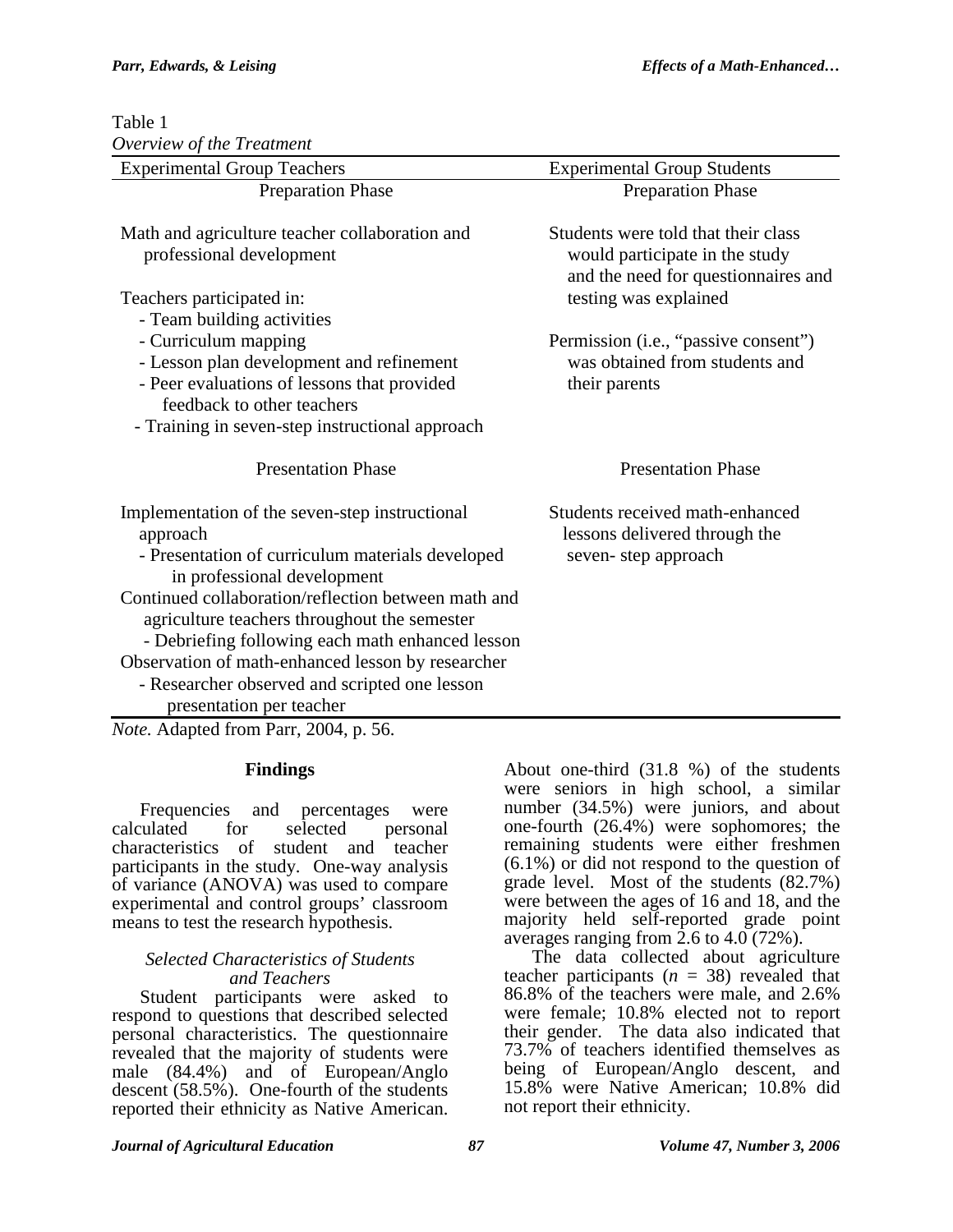Table 1
*Overview of the Treatment*

| Experimental Group Teachers | Experimental Group Students |
|---|---|
| Preparation Phase | Preparation Phase |
| Math and agriculture teacher collaboration and professional development<br><br>Teachers participated in:<br>- Team building activities<br>- Curriculum mapping<br>- Lesson plan development and refinement<br>- Peer evaluations of lessons that provided feedback to other teachers<br>- Training in seven-step instructional approach | Students were told that their class would participate in the study and the need for questionnaires and testing was explained<br><br>Permission (i.e., "passive consent") was obtained from students and their parents |
| Presentation Phase | Presentation Phase |
| Implementation of the seven-step instructional approach<br>- Presentation of curriculum materials developed in professional development<br>Continued collaboration/reflection between math and agriculture teachers throughout the semester<br>- Debriefing following each math enhanced lesson<br>Observation of math-enhanced lesson by researcher<br>- Researcher observed and scripted one lesson presentation per teacher | Students received math-enhanced lessons delivered through the seven- step approach |

*Note.* Adapted from Parr, 2004, p. 56.

## Findings

Frequencies and percentages were calculated for selected personal characteristics of student and teacher participants in the study. One-way analysis of variance (ANOVA) was used to compare experimental and control groups' classroom means to test the research hypothesis.

### *Selected Characteristics of Students and Teachers*

Student participants were asked to respond to questions that described selected personal characteristics. The questionnaire revealed that the majority of students were male (84.4%) and of European/Anglo descent (58.5%). One-fourth of the students reported their ethnicity as Native American. About one-third (31.8 %) of the students were seniors in high school, a similar number (34.5%) were juniors, and about one-fourth (26.4%) were sophomores; the remaining students were either freshmen (6.1%) or did not respond to the question of grade level. Most of the students (82.7%) were between the ages of 16 and 18, and the majority held self-reported grade point averages ranging from 2.6 to 4.0 (72%).

The data collected about agriculture teacher participants ($n$ = 38) revealed that 86.8% of the teachers were male, and 2.6% were female; 10.8% elected not to report their gender. The data also indicated that 73.7% of teachers identified themselves as being of European/Anglo descent, and 15.8% were Native American; 10.8% did not report their ethnicity.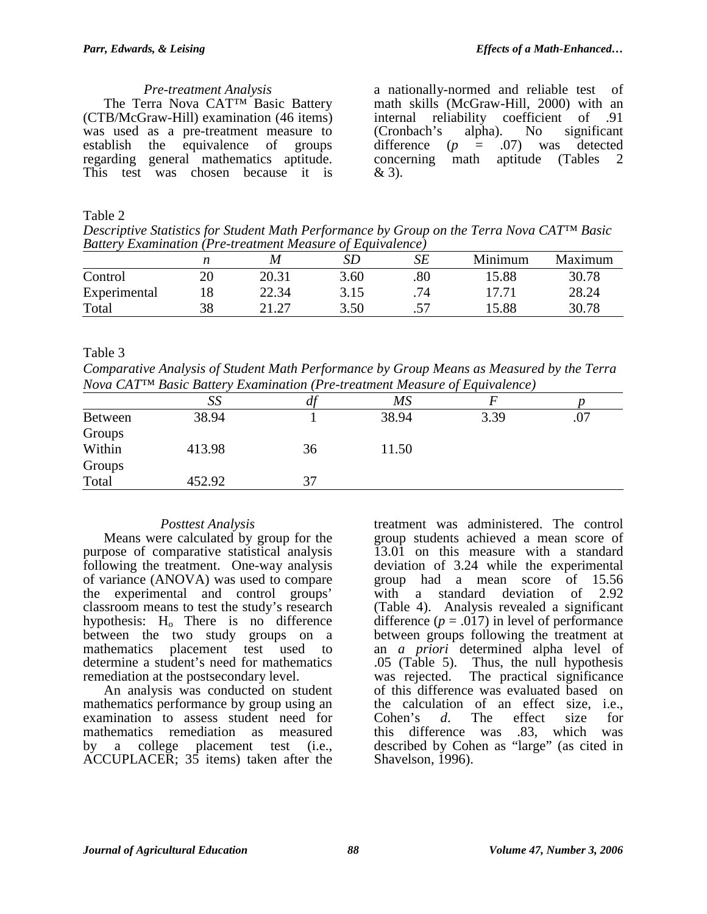### *Pre-treatment Analysis*

The Terra Nova CAT™ Basic Battery (CTB/McGraw-Hill) examination (46 items) was used as a pre-treatment measure to establish the equivalence of groups regarding general mathematics aptitude. This test was chosen because it is a nationally-normed and reliable test of math skills (McGraw-Hill, 2000) with an internal reliability coefficient of .91 (Cronbach's alpha). No significant difference ($p$ = .07) was detected concerning math aptitude (Tables 2 & 3).

Table 2
*Descriptive Statistics for Student Math Performance by Group on the Terra Nova CAT™ Basic Battery Examination (Pre-treatment Measure of Equivalence)*

| | *n* | *M* | *SD* | *SE* | Minimum | Maximum |
|---|---|---|---|---|---|---|
| Control | 20 | 20.31 | 3.60 | .80 | 15.88 | 30.78 |
| Experimental | 18 | 22.34 | 3.15 | .74 | 17.71 | 28.24 |
| Total | 38 | 21.27 | 3.50 | .57 | 15.88 | 30.78 |

Table 3
*Comparative Analysis of Student Math Performance by Group Means as Measured by the Terra Nova CAT™ Basic Battery Examination (Pre-treatment Measure of Equivalence)*

| | *SS* | *df* | *MS* | *F* | *p* |
|---|---|---|---|---|---|
| Between Groups | 38.94 | 1 | 38.94 | 3.39 | .07 |
| Within Groups | 413.98 | 36 | 11.50 | | |
| Total | 452.92 | 37 | | | |

### *Posttest Analysis*

Means were calculated by group for the purpose of comparative statistical analysis following the treatment. One-way analysis of variance (ANOVA) was used to compare the experimental and control groups' classroom means to test the study's research hypothesis: $H_o$ There is no difference between the two study groups on a mathematics placement test used to determine a student's need for mathematics remediation at the postsecondary level.

An analysis was conducted on student mathematics performance by group using an examination to assess student need for mathematics remediation as measured by a college placement test (i.e., ACCUPLACER; 35 items) taken after the treatment was administered. The control group students achieved a mean score of 13.01 on this measure with a standard deviation of 3.24 while the experimental group had a mean score of 15.56 with a standard deviation of 2.92 (Table 4). Analysis revealed a significant difference ($p = .017$) in level of performance between groups following the treatment at an *a priori* determined alpha level of .05 (Table 5). Thus, the null hypothesis was rejected. The practical significance of this difference was evaluated based on the calculation of an effect size, i.e., Cohen's *d*. The effect size for this difference was .83, which was described by Cohen as "large" (as cited in Shavelson, 1996).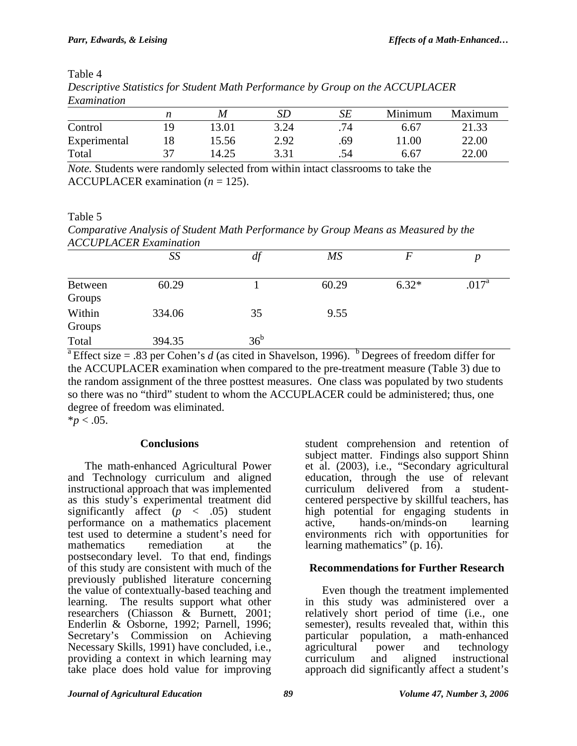Table 4

*Descriptive Statistics for Student Math Performance by Group on the ACCUPLACER Examination*

| | *n* | *M* | *SD* | *SE* | Minimum | Maximum |
|---|---|---|---|---|---|---|
| Control | 19 | 13.01 | 3.24 | .74 | 6.67 | 21.33 |
| Experimental | 18 | 15.56 | 2.92 | .69 | 11.00 | 22.00 |
| Total | 37 | 14.25 | 3.31 | .54 | 6.67 | 22.00 |

*Note.* Students were randomly selected from within intact classrooms to take the ACCUPLACER examination ($n = 125$).

Table 5

*Comparative Analysis of Student Math Performance by Group Means as Measured by the ACCUPLACER Examination*

| | *SS* | *df* | *MS* | *F* | *p* |
|---|---|---|---|---|---|
| Between Groups | 60.29 | 1 | 60.29 | 6.32* | .017[a] |
| Within Groups | 334.06 | 35 | 9.55 | | |
| Total | 394.35 | 36[b] | | | |

[a] Effect size = .83 per Cohen's *d* (as cited in Shavelson, 1996). [b] Degrees of freedom differ for the ACCUPLACER examination when compared to the pre-treatment measure (Table 3) due to the random assignment of the three posttest measures. One class was populated by two students so there was no "third" student to whom the ACCUPLACER could be administered; thus, one degree of freedom was eliminated.

*$p < .05$.

## Conclusions

The math-enhanced Agricultural Power and Technology curriculum and aligned instructional approach that was implemented as this study's experimental treatment did significantly affect ($p < .05$) student performance on a mathematics placement test used to determine a student's need for mathematics remediation at the postsecondary level. To that end, findings of this study are consistent with much of the previously published literature concerning the value of contextually-based teaching and learning. The results support what other researchers (Chiasson & Burnett, 2001; Enderlin & Osborne, 1992; Parnell, 1996; Secretary's Commission on Achieving Necessary Skills, 1991) have concluded, i.e., providing a context in which learning may take place does hold value for improving student comprehension and retention of subject matter. Findings also support Shinn et al. (2003), i.e., "Secondary agricultural education, through the use of relevant curriculum delivered from a student-centered perspective by skillful teachers, has high potential for engaging students in active, hands-on/minds-on learning environments rich with opportunities for learning mathematics" (p. 16).

## Recommendations for Further Research

Even though the treatment implemented in this study was administered over a relatively short period of time (i.e., one semester), results revealed that, within this particular population, a math-enhanced agricultural power and technology curriculum and aligned instructional approach did significantly affect a student's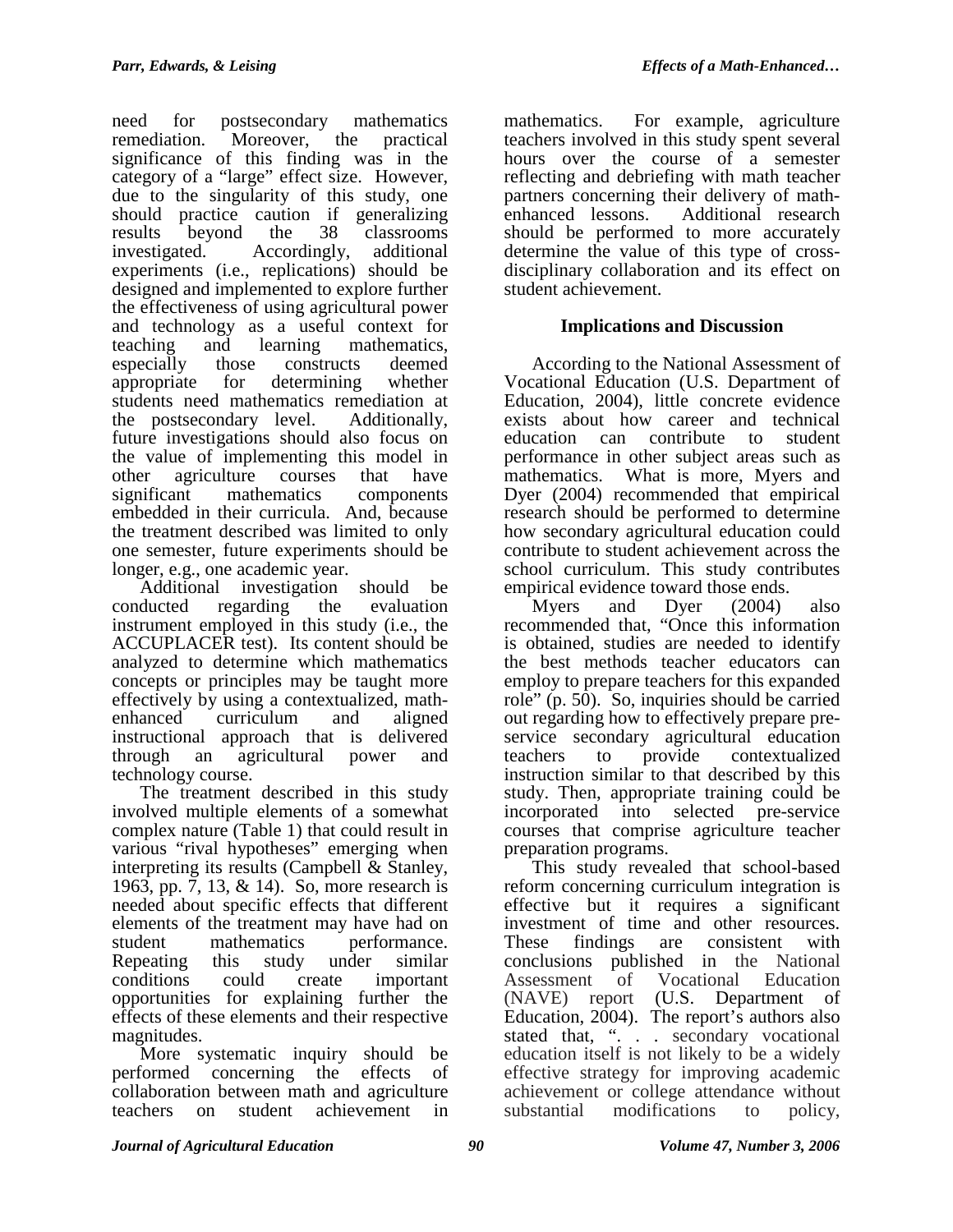need for postsecondary mathematics remediation. Moreover, the practical significance of this finding was in the category of a "large" effect size. However, due to the singularity of this study, one should practice caution if generalizing results beyond the 38 classrooms investigated. Accordingly, additional experiments (i.e., replications) should be designed and implemented to explore further the effectiveness of using agricultural power and technology as a useful context for teaching and learning mathematics, especially those constructs deemed appropriate for determining whether students need mathematics remediation at the postsecondary level. Additionally, future investigations should also focus on the value of implementing this model in other agriculture courses that have significant mathematics components embedded in their curricula. And, because the treatment described was limited to only one semester, future experiments should be longer, e.g., one academic year.

Additional investigation should be conducted regarding the evaluation instrument employed in this study (i.e., the ACCUPLACER test). Its content should be analyzed to determine which mathematics concepts or principles may be taught more effectively by using a contextualized, math-enhanced curriculum and aligned instructional approach that is delivered through an agricultural power and technology course.

The treatment described in this study involved multiple elements of a somewhat complex nature (Table 1) that could result in various "rival hypotheses" emerging when interpreting its results (Campbell & Stanley, 1963, pp. 7, 13, & 14). So, more research is needed about specific effects that different elements of the treatment may have had on student mathematics performance. Repeating this study under similar conditions could create important opportunities for explaining further the effects of these elements and their respective magnitudes.

More systematic inquiry should be performed concerning the effects of collaboration between math and agriculture teachers on student achievement in mathematics. For example, agriculture teachers involved in this study spent several hours over the course of a semester reflecting and debriefing with math teacher partners concerning their delivery of math-enhanced lessons. Additional research should be performed to more accurately determine the value of this type of cross-disciplinary collaboration and its effect on student achievement.

## Implications and Discussion

According to the National Assessment of Vocational Education (U.S. Department of Education, 2004), little concrete evidence exists about how career and technical education can contribute to student performance in other subject areas such as mathematics. What is more, Myers and Dyer (2004) recommended that empirical research should be performed to determine how secondary agricultural education could contribute to student achievement across the school curriculum. This study contributes empirical evidence toward those ends.

Myers and Dyer (2004) also recommended that, "Once this information is obtained, studies are needed to identify the best methods teacher educators can employ to prepare teachers for this expanded role" (p. 50). So, inquiries should be carried out regarding how to effectively prepare pre-service secondary agricultural education teachers to provide contextualized instruction similar to that described by this study. Then, appropriate training could be incorporated into selected pre-service courses that comprise agriculture teacher preparation programs.

This study revealed that school-based reform concerning curriculum integration is effective but it requires a significant investment of time and other resources. These findings are consistent with conclusions published in the National Assessment of Vocational Education (NAVE) report (U.S. Department of Education, 2004). The report's authors also stated that, ". . . secondary vocational education itself is not likely to be a widely effective strategy for improving academic achievement or college attendance without substantial modifications to policy,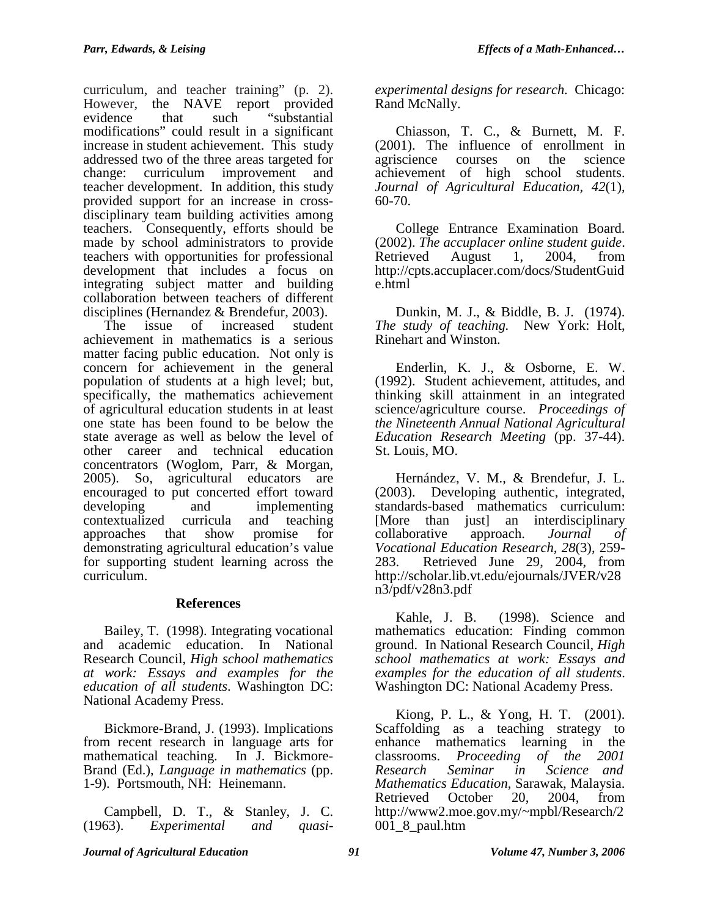curriculum, and teacher training" (p. 2). However, the NAVE report provided evidence that such "substantial modifications" could result in a significant increase in student achievement. This study addressed two of the three areas targeted for change: curriculum improvement and teacher development. In addition, this study provided support for an increase in cross-disciplinary team building activities among teachers. Consequently, efforts should be made by school administrators to provide teachers with opportunities for professional development that includes a focus on integrating subject matter and building collaboration between teachers of different disciplines (Hernandez & Brendefur, 2003).

The issue of increased student achievement in mathematics is a serious matter facing public education. Not only is concern for achievement in the general population of students at a high level; but, specifically, the mathematics achievement of agricultural education students in at least one state has been found to be below the state average as well as below the level of other career and technical education concentrators (Woglom, Parr, & Morgan, 2005). So, agricultural educators are encouraged to put concerted effort toward developing and implementing contextualized curricula and teaching approaches that show promise for demonstrating agricultural education's value for supporting student learning across the curriculum.

## References

Bailey, T. (1998). Integrating vocational and academic education. In National Research Council, *High school mathematics at work: Essays and examples for the education of all students*. Washington DC: National Academy Press.

Bickmore-Brand, J. (1993). Implications from recent research in language arts for mathematical teaching. In J. Bickmore-Brand (Ed.), *Language in mathematics* (pp. 1-9). Portsmouth, NH: Heinemann.

Campbell, D. T., & Stanley, J. C. (1963). *Experimental and quasi-experimental designs for research.* Chicago: Rand McNally.

Chiasson, T. C., & Burnett, M. F. (2001). The influence of enrollment in agriscience courses on the science achievement of high school students. *Journal of Agricultural Education, 42*(1), 60-70.

College Entrance Examination Board. (2002). *The accuplacer online student guide*. Retrieved August 1, 2004, from http://cpts.accuplacer.com/docs/StudentGuide.html

Dunkin, M. J., & Biddle, B. J. (1974). *The study of teaching.* New York: Holt, Rinehart and Winston.

Enderlin, K. J., & Osborne, E. W. (1992). Student achievement, attitudes, and thinking skill attainment in an integrated science/agriculture course. *Proceedings of the Nineteenth Annual National Agricultural Education Research Meeting* (pp. 37-44). St. Louis, MO.

Hernández, V. M., & Brendefur, J. L. (2003). Developing authentic, integrated, standards-based mathematics curriculum: [More than just] an interdisciplinary collaborative approach. *Journal of Vocational Education Research, 28*(3), 259-283. Retrieved June 29, 2004, from http://scholar.lib.vt.edu/ejournals/JVER/v28n3/pdf/v28n3.pdf

Kahle, J. B. (1998). Science and mathematics education: Finding common ground. In National Research Council, *High school mathematics at work: Essays and examples for the education of all students*. Washington DC: National Academy Press.

Kiong, P. L., & Yong, H. T. (2001). Scaffolding as a teaching strategy to enhance mathematics learning in the classrooms. *Proceeding of the 2001 Research Seminar in Science and Mathematics Education*, Sarawak, Malaysia. Retrieved October 20, 2004, from http://www2.moe.gov.my/~mpbl/Research/2001_8_paul.htm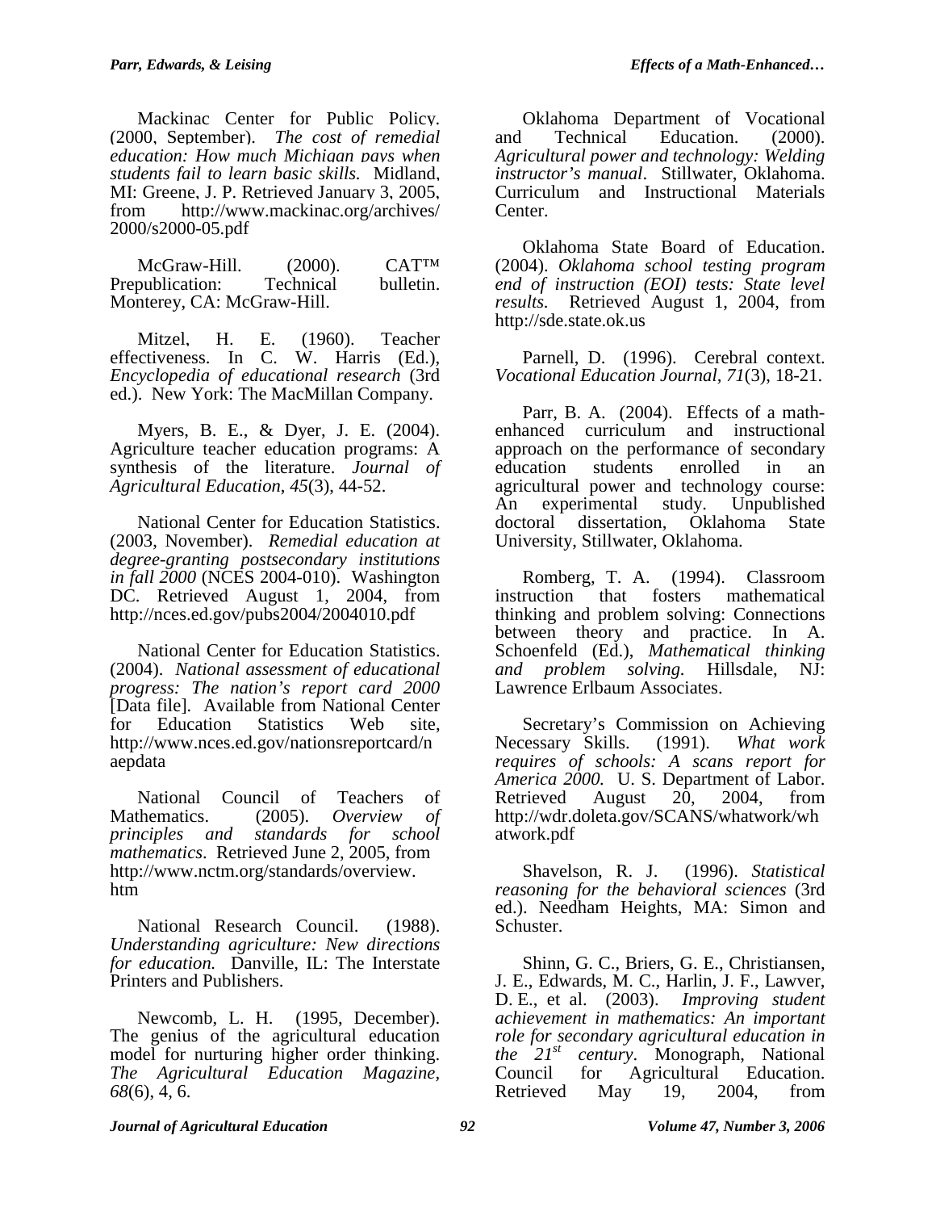Mackinac Center for Public Policy. (2000, September). *The cost of remedial education: How much Michigan pays when students fail to learn basic skills.* Midland, MI: Greene, J. P. Retrieved January 3, 2005, from http://www.mackinac.org/archives/2000/s2000-05.pdf

McGraw-Hill. (2000). CAT™ Prepublication: Technical bulletin. Monterey, CA: McGraw-Hill.

Mitzel, H. E. (1960). Teacher effectiveness. In C. W. Harris (Ed.), *Encyclopedia of educational research* (3rd ed.). New York: The MacMillan Company.

Myers, B. E., & Dyer, J. E. (2004). Agriculture teacher education programs: A synthesis of the literature. *Journal of Agricultural Education, 45*(3), 44-52.

National Center for Education Statistics. (2003, November). *Remedial education at degree-granting postsecondary institutions in fall 2000* (NCES 2004-010). Washington DC. Retrieved August 1, 2004, from http://nces.ed.gov/pubs2004/2004010.pdf

National Center for Education Statistics. (2004). *National assessment of educational progress: The nation's report card 2000* [Data file]. Available from National Center for Education Statistics Web site, http://www.nces.ed.gov/nationsreportcard/naepdata

National Council of Teachers of Mathematics. (2005). *Overview of principles and standards for school mathematics*. Retrieved June 2, 2005, from http://www.nctm.org/standards/overview.htm

National Research Council. (1988). *Understanding agriculture: New directions for education.* Danville, IL: The Interstate Printers and Publishers.

Newcomb, L. H. (1995, December). The genius of the agricultural education model for nurturing higher order thinking. *The Agricultural Education Magazine, 68*(6), 4, 6.

Oklahoma Department of Vocational and Technical Education. (2000). *Agricultural power and technology: Welding instructor's manual*. Stillwater, Oklahoma. Curriculum and Instructional Materials Center.

Oklahoma State Board of Education. (2004). *Oklahoma school testing program end of instruction (EOI) tests: State level results.* Retrieved August 1, 2004, from http://sde.state.ok.us

Parnell, D. (1996). Cerebral context. *Vocational Education Journal, 71*(3), 18-21.

Parr, B. A. (2004). Effects of a math-enhanced curriculum and instructional approach on the performance of secondary education students enrolled in an agricultural power and technology course: An experimental study. Unpublished doctoral dissertation, Oklahoma State University, Stillwater, Oklahoma.

Romberg, T. A. (1994). Classroom instruction that fosters mathematical thinking and problem solving: Connections between theory and practice. In A. Schoenfeld (Ed.), *Mathematical thinking and problem solving.* Hillsdale, NJ: Lawrence Erlbaum Associates.

Secretary's Commission on Achieving Necessary Skills. (1991). *What work requires of schools: A scans report for America 2000.* U. S. Department of Labor. Retrieved August 20, 2004, from http://wdr.doleta.gov/SCANS/whatwork/whatwork.pdf

Shavelson, R. J. (1996). *Statistical reasoning for the behavioral sciences* (3rd ed.). Needham Heights, MA: Simon and Schuster.

Shinn, G. C., Briers, G. E., Christiansen, J. E., Edwards, M. C., Harlin, J. F., Lawver, D. E., et al. (2003). *Improving student achievement in mathematics: An important role for secondary agricultural education in the 21st century*. Monograph, National Council for Agricultural Education. Retrieved May 19, 2004, from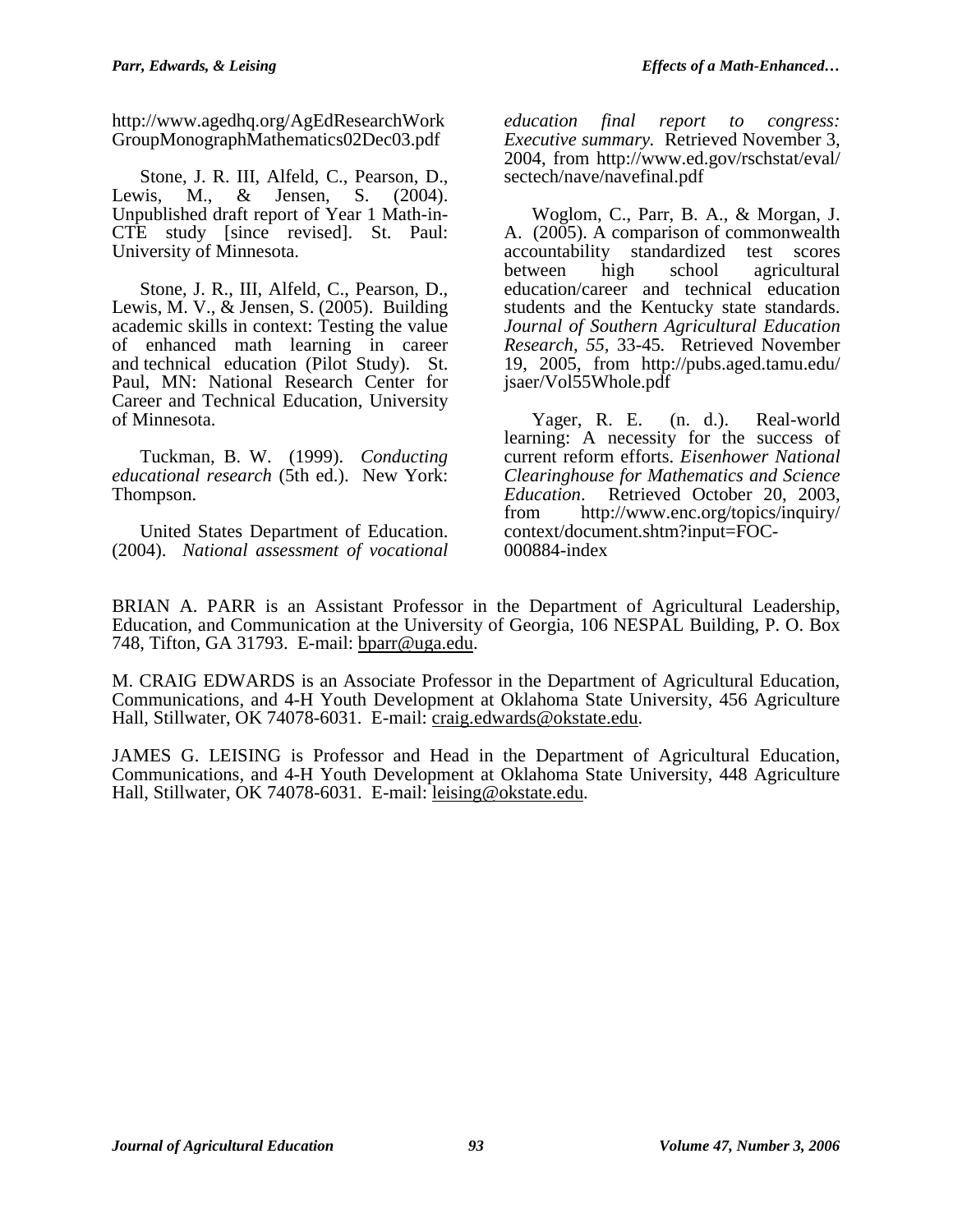http://www.agedhq.org/AgEdResearchWorkGroupMonographMathematics02Dec03.pdf

Stone, J. R. III, Alfeld, C., Pearson, D., Lewis, M., & Jensen, S. (2004). Unpublished draft report of Year 1 Math-in-CTE study [since revised]. St. Paul: University of Minnesota.

Stone, J. R., III, Alfeld, C., Pearson, D., Lewis, M. V., & Jensen, S. (2005). Building academic skills in context: Testing the value of enhanced math learning in career and technical education (Pilot Study). St. Paul, MN: National Research Center for Career and Technical Education, University of Minnesota.

Tuckman, B. W. (1999). *Conducting educational research* (5th ed.). New York: Thompson.

United States Department of Education. (2004). *National assessment of vocational education final report to congress: Executive summary.* Retrieved November 3, 2004, from http://www.ed.gov/rschstat/eval/sectech/nave/navefinal.pdf

Woglom, C., Parr, B. A., & Morgan, J. A. (2005). A comparison of commonwealth accountability standardized test scores between high school agricultural education/career and technical education students and the Kentucky state standards. *Journal of Southern Agricultural Education Research, 55*, 33-45. Retrieved November 19, 2005, from http://pubs.aged.tamu.edu/jsaer/Vol55Whole.pdf

Yager, R. E. (n. d.). Real-world learning: A necessity for the success of current reform efforts. *Eisenhower National Clearinghouse for Mathematics and Science Education*. Retrieved October 20, 2003, from http://www.enc.org/topics/inquiry/context/document.shtm?input=FOC-000884-index

BRIAN A. PARR is an Assistant Professor in the Department of Agricultural Leadership, Education, and Communication at the University of Georgia, 106 NESPAL Building, P. O. Box 748, Tifton, GA 31793. E-mail: bparr@uga.edu.

M. CRAIG EDWARDS is an Associate Professor in the Department of Agricultural Education, Communications, and 4-H Youth Development at Oklahoma State University, 456 Agriculture Hall, Stillwater, OK 74078-6031. E-mail: craig.edwards@okstate.edu.

JAMES G. LEISING is Professor and Head in the Department of Agricultural Education, Communications, and 4-H Youth Development at Oklahoma State University, 448 Agriculture Hall, Stillwater, OK 74078-6031. E-mail: leising@okstate.edu.